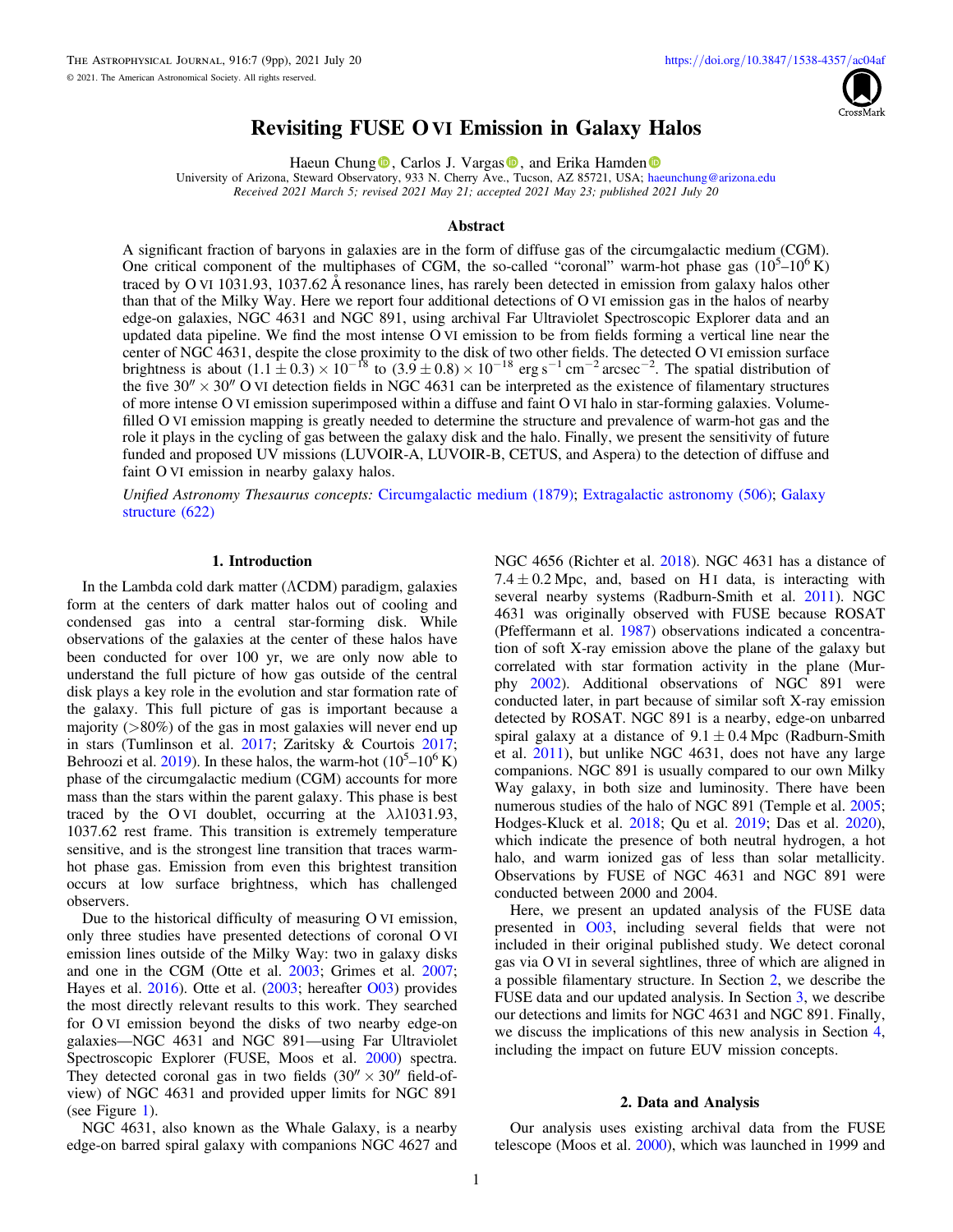# Revisiting FUSE O VI Emission in Galaxy Halos

Haeun Chung, Carlos J. Vargas, and Erika Hamden

University of Arizona, Steward Observatory, 933 N. Cherry Ave., Tucson, AZ 85721, USA; haeunchung@arizona.edu

*Received 2021 March 5; revised 2021 May 21; accepted 2021 May 23; published 2021 July 20*

## Abstract

A significant fraction of baryons in galaxies are in the form of diffuse gas of the circumgalactic medium (CGM). One critical component of the multiphases of CGM, the so-called "coronal" warm-hot phase gas ($10^5$–$10^6$ K) traced by O VI 1031.93, 1037.62 Å resonance lines, has rarely been detected in emission from galaxy halos other than that of the Milky Way. Here we report four additional detections of O VI emission gas in the halos of nearby edge-on galaxies, NGC 4631 and NGC 891, using archival Far Ultraviolet Spectroscopic Explorer data and an updated data pipeline. We find the most intense O VI emission to be from fields forming a vertical line near the center of NGC 4631, despite the close proximity to the disk of two other fields. The detected O VI emission surface brightness is about $(1.1 \pm 0.3) \times 10^{-18}$ to $(3.9 \pm 0.8) \times 10^{-18}$ erg s$^{-1}$ cm$^{-2}$ arcsec$^{-2}$. The spatial distribution of the five $30'' \times 30''$ O VI detection fields in NGC 4631 can be interpreted as the existence of filamentary structures of more intense O VI emission superimposed within a diffuse and faint O VI halo in star-forming galaxies. Volume-filled O VI emission mapping is greatly needed to determine the structure and prevalence of warm-hot gas and the role it plays in the cycling of gas between the galaxy disk and the halo. Finally, we present the sensitivity of future funded and proposed UV missions (LUVOIR-A, LUVOIR-B, CETUS, and Aspera) to the detection of diffuse and faint O VI emission in nearby galaxy halos.

*Unified Astronomy Thesaurus concepts:* Circumgalactic medium (1879); Extragalactic astronomy (506); Galaxy structure (622)

## 1. Introduction

In the Lambda cold dark matter (ΛCDM) paradigm, galaxies form at the centers of dark matter halos out of cooling and condensed gas into a central star-forming disk. While observations of the galaxies at the center of these halos have been conducted for over 100 yr, we are only now able to understand the full picture of how gas outside of the central disk plays a key role in the evolution and star formation rate of the galaxy. This full picture of gas is important because a majority (>80%) of the gas in most galaxies will never end up in stars (Tumlinson et al. 2017; Zaritsky & Courtois 2017; Behroozi et al. 2019). In these halos, the warm-hot ($10^5$–$10^6$ K) phase of the circumgalactic medium (CGM) accounts for more mass than the stars within the parent galaxy. This phase is best traced by the O VI doublet, occurring at the λλ1031.93, 1037.62 rest frame. This transition is extremely temperature sensitive, and is the strongest line transition that traces warm-hot phase gas. Emission from even this brightest transition occurs at low surface brightness, which has challenged observers.

Due to the historical difficulty of measuring O VI emission, only three studies have presented detections of coronal O VI emission lines outside of the Milky Way: two in galaxy disks and one in the CGM (Otte et al. 2003; Grimes et al. 2007; Hayes et al. 2016). Otte et al. (2003; hereafter O03) provides the most directly relevant results to this work. They searched for O VI emission beyond the disks of two nearby edge-on galaxies—NGC 4631 and NGC 891—using Far Ultraviolet Spectroscopic Explorer (FUSE, Moos et al. 2000) spectra. They detected coronal gas in two fields ($30'' \times 30''$ field-of-view) of NGC 4631 and provided upper limits for NGC 891 (see Figure 1).

NGC 4631, also known as the Whale Galaxy, is a nearby edge-on barred spiral galaxy with companions NGC 4627 and NGC 4656 (Richter et al. 2018). NGC 4631 has a distance of $7.4 \pm 0.2$ Mpc, and, based on H I data, is interacting with several nearby systems (Radburn-Smith et al. 2011). NGC 4631 was originally observed with FUSE because ROSAT (Pfeffermann et al. 1987) observations indicated a concentration of soft X-ray emission above the plane of the galaxy but correlated with star formation activity in the plane (Murphy 2002). Additional observations of NGC 891 were conducted later, in part because of similar soft X-ray emission detected by ROSAT. NGC 891 is a nearby, edge-on unbarred spiral galaxy at a distance of $9.1 \pm 0.4$ Mpc (Radburn-Smith et al. 2011), but unlike NGC 4631, does not have any large companions. NGC 891 is usually compared to our own Milky Way galaxy, in both size and luminosity. There have been numerous studies of the halo of NGC 891 (Temple et al. 2005; Hodges-Kluck et al. 2018; Qu et al. 2019; Das et al. 2020), which indicate the presence of both neutral hydrogen, a hot halo, and warm ionized gas of less than solar metallicity. Observations by FUSE of NGC 4631 and NGC 891 were conducted between 2000 and 2004.

Here, we present an updated analysis of the FUSE data presented in O03, including several fields that were not included in their original published study. We detect coronal gas via O VI in several sightlines, three of which are aligned in a possible filamentary structure. In Section 2, we describe the FUSE data and our updated analysis. In Section 3, we describe our detections and limits for NGC 4631 and NGC 891. Finally, we discuss the implications of this new analysis in Section 4, including the impact on future EUV mission concepts.

## 2. Data and Analysis

Our analysis uses existing archival data from the FUSE telescope (Moos et al. 2000), which was launched in 1999 and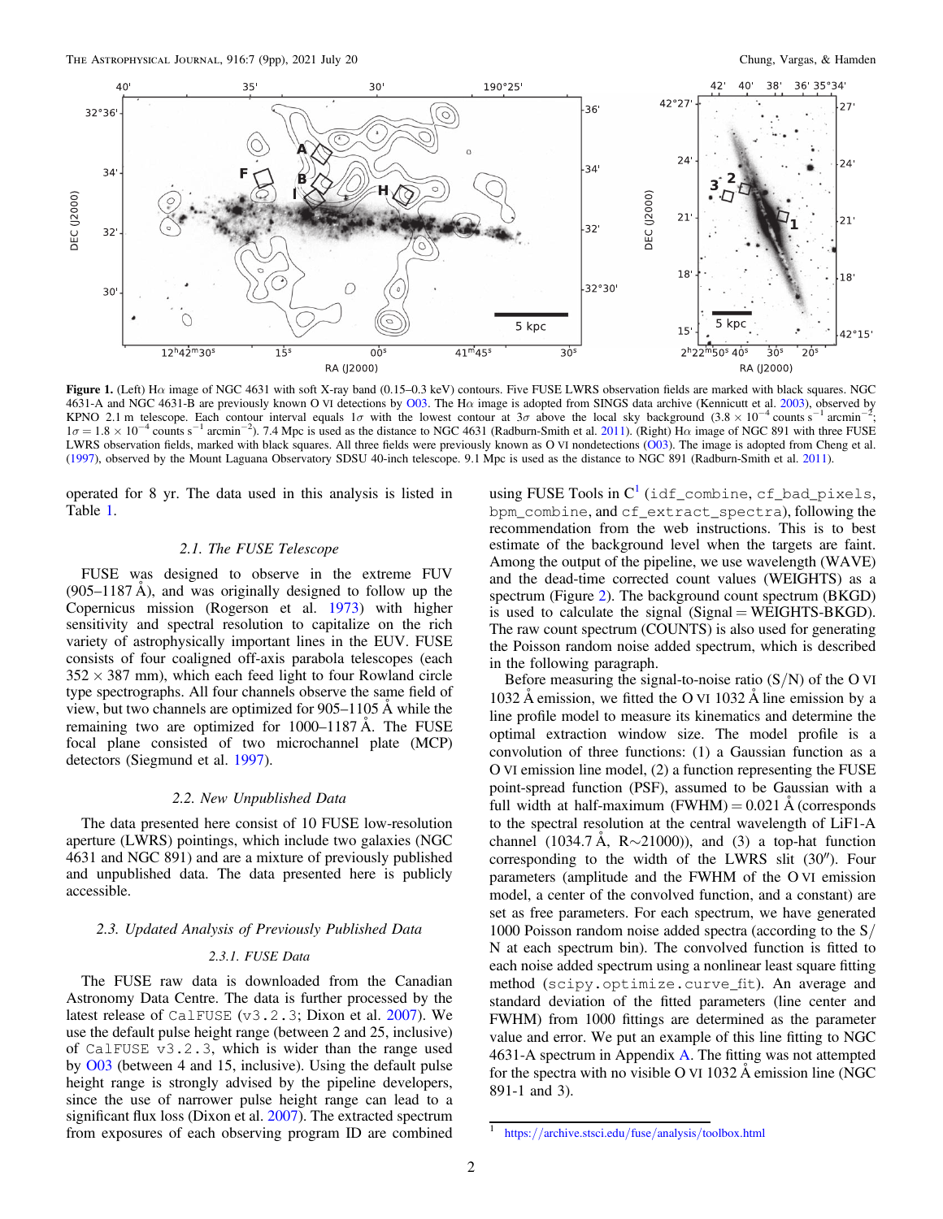Figure 1. (Left) Hα image of NGC 4631 with soft X-ray band (0.15–0.3 keV) contours. Five FUSE LWRS observation fields are marked with black squares. NGC 4631-A and NGC 4631-B are previously known O VI detections by O03. The Hα image is adopted from SINGS data archive (Kennicutt et al. 2003), observed by KPNO 2.1 m telescope. Each contour interval equals $1\sigma$ with the lowest contour at $3\sigma$ above the local sky background ($3.8 \times 10^{-4}$ counts s$^{-1}$ arcmin$^{-2}$; $1\sigma = 1.8 \times 10^{-4}$ counts s$^{-1}$ arcmin$^{-2}$). 7.4 Mpc is used as the distance to NGC 4631 (Radburn-Smith et al. 2011). (Right) Hα image of NGC 891 with three FUSE LWRS observation fields, marked with black squares. All three fields were previously known as O VI nondetections (O03). The image is adopted from Cheng et al. (1997), observed by the Mount Laguana Observatory SDSU 40-inch telescope. 9.1 Mpc is used as the distance to NGC 891 (Radburn-Smith et al. 2011).

operated for 8 yr. The data used in this analysis is listed in Table 1.

### 2.1. The FUSE Telescope

FUSE was designed to observe in the extreme FUV (905–1187 Å), and was originally designed to follow up the Copernicus mission (Rogerson et al. 1973) with higher sensitivity and spectral resolution to capitalize on the rich variety of astrophysically important lines in the EUV. FUSE consists of four coaligned off-axis parabola telescopes (each 352 × 387 mm), which each feed light to four Rowland circle type spectrographs. All four channels observe the same field of view, but two channels are optimized for 905–1105 Å while the remaining two are optimized for 1000–1187 Å. The FUSE focal plane consisted of two microchannel plate (MCP) detectors (Siegmund et al. 1997).

### 2.2. New Unpublished Data

The data presented here consist of 10 FUSE low-resolution aperture (LWRS) pointings, which include two galaxies (NGC 4631 and NGC 891) and are a mixture of previously published and unpublished data. The data presented here is publicly accessible.

### 2.3. Updated Analysis of Previously Published Data

#### 2.3.1. FUSE Data

The FUSE raw data is downloaded from the Canadian Astronomy Data Centre. The data is further processed by the latest release of `CalFUSE` (`v3.2.3`; Dixon et al. 2007). We use the default pulse height range (between 2 and 25, inclusive) of `CalFUSE v3.2.3`, which is wider than the range used by O03 (between 4 and 15, inclusive). Using the default pulse height range is strongly advised by the pipeline developers, since the use of narrower pulse height range can lead to a significant flux loss (Dixon et al. 2007). The extracted spectrum from exposures of each observing program ID are combined using FUSE Tools in C[1] (`idf_combine`, `cf_bad_pixels`, `bpm_combine`, and `cf_extract_spectra`), following the recommendation from the web instructions. This is to best estimate of the background level when the targets are faint. Among the output of the pipeline, we use wavelength (WAVE) and the dead-time corrected count values (WEIGHTS) as a spectrum (Figure 2). The background count spectrum (BKGD) is used to calculate the signal (Signal = WEIGHTS-BKGD). The raw count spectrum (COUNTS) is also used for generating the Poisson random noise added spectrum, which is described in the following paragraph.

Before measuring the signal-to-noise ratio (S/N) of the O VI 1032 Å emission, we fitted the O VI 1032 Å line emission by a line profile model to measure its kinematics and determine the optimal extraction window size. The model profile is a convolution of three functions: (1) a Gaussian function as a O VI emission line model, (2) a function representing the FUSE point-spread function (PSF), assumed to be Gaussian with a full width at half-maximum (FWHM) = 0.021 Å (corresponds to the spectral resolution at the central wavelength of LiF1-A channel (1034.7 Å, R∼21000)), and (3) a top-hat function corresponding to the width of the LWRS slit (30″). Four parameters (amplitude and the FWHM of the O VI emission model, a center of the convolved function, and a constant) are set as free parameters. For each spectrum, we have generated 1000 Poisson random noise added spectra (according to the S/N at each spectrum bin). The convolved function is fitted to each noise added spectrum using a nonlinear least square fitting method (`scipy.optimize.curve_fit`). An average and standard deviation of the fitted parameters (line center and FWHM) from 1000 fittings are determined as the parameter value and error. We put an example of this line fitting to NGC 4631-A spectrum in Appendix A. The fitting was not attempted for the spectra with no visible O VI 1032 Å emission line (NGC 891-1 and 3).

[1] https://archive.stsci.edu/fuse/analysis/toolbox.html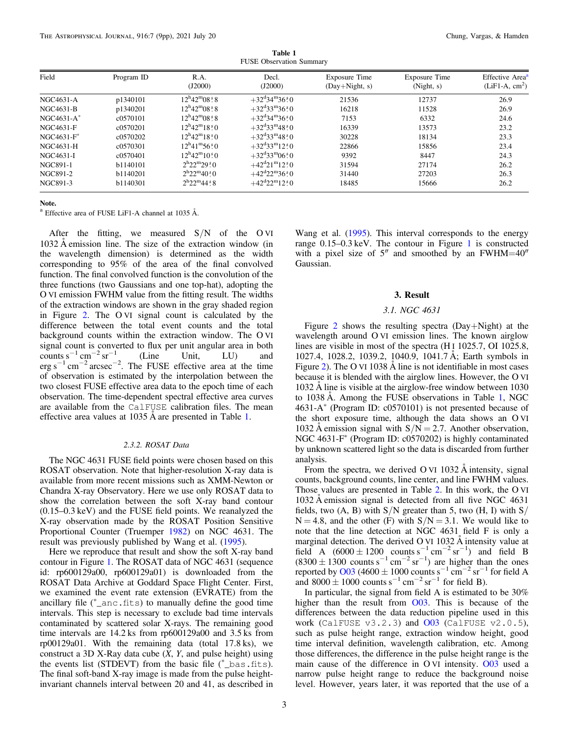**Table 1**
FUSE Observation Summary

| Field | Program ID | R.A. (J2000) | Decl. (J2000) | Exposure Time (Day+Night, s) | Exposure Time (Night, s) | Effective Area[a] (LiF1-A, $cm^2$) |
|---|---|---|---|---|---|---|
| NGC4631-A | p1340101 | $12^h42^m08\overset{s}{.}8$ | $+32^d34^m36\overset{s}{.}0$ | 21536 | 12737 | 26.9 |
| NGC4631-B | p1340201 | $12^h42^m08\overset{s}{.}8$ | $+32^d33^m36\overset{s}{.}0$ | 16218 | 11528 | 26.9 |
| NGC4631-A* | c0570101 | $12^h42^m08\overset{s}{.}8$ | $+32^d34^m36\overset{s}{.}0$ | 7153 | 6332 | 24.6 |
| NGC4631-F | c0570201 | $12^h42^m18\overset{s}{.}0$ | $+32^d33^m48\overset{s}{.}0$ | 16339 | 13573 | 23.2 |
| NGC4631-F* | c0570202 | $12^h42^m18\overset{s}{.}0$ | $+32^d33^m48\overset{s}{.}0$ | 30228 | 18134 | 23.3 |
| NGC4631-H | c0570301 | $12^h41^m56\overset{s}{.}0$ | $+32^d33^m12\overset{s}{.}0$ | 22866 | 15856 | 23.4 |
| NGC4631-I | c0570401 | $12^h42^m10\overset{s}{.}0$ | $+32^d33^m06\overset{s}{.}0$ | 9392 | 8447 | 24.3 |
| NGC891-1 | b1140101 | $2^h22^m29\overset{s}{.}0$ | $+42^d21^m12\overset{s}{.}0$ | 31594 | 27174 | 26.2 |
| NGC891-2 | b1140201 | $2^h22^m40\overset{s}{.}0$ | $+42^d22^m36\overset{s}{.}0$ | 31440 | 27203 | 26.3 |
| NGC891-3 | b1140301 | $2^h22^m44\overset{s}{.}8$ | $+42^d22^m12\overset{s}{.}0$ | 18485 | 15666 | 26.2 |

**Note.**
[a] Effective area of FUSE LiF1-A channel at 1035 Å.

After the fitting, we measured S/N of the O VI 1032 Å emission line. The size of the extraction window (in the wavelength dimension) is determined as the width corresponding to 95% of the area of the final convolved function. The final convolved function is the convolution of the three functions (two Gaussians and one top-hat), adopting the O VI emission FWHM value from the fitting result. The widths of the extraction windows are shown in the gray shaded region in Figure 2. The O VI signal count is calculated by the difference between the total event counts and the total background counts within the extraction window. The O VI signal count is converted to flux per unit angular area in both counts $s^{-1}$ $cm^{-2}$ $sr^{-1}$ (Line Unit, LU) and erg $s^{-1}$ $cm^{-2}$ $arcsec^{-2}$. The FUSE effective area at the time of observation is estimated by the interpolation between the two closest FUSE effective area data to the epoch time of each observation. The time-dependent spectral effective area curves are available from the CalFUSE calibration files. The mean effective area values at 1035 Å are presented in Table 1.

#### 2.3.2. ROSAT Data

The NGC 4631 FUSE field points were chosen based on this ROSAT observation. Note that higher-resolution X-ray data is available from more recent missions such as XMM-Newton or Chandra X-ray Observatory. Here we use only ROSAT data to show the correlation between the soft X-ray band contour (0.15–0.3 keV) and the FUSE field points. We reanalyzed the X-ray observation made by the ROSAT Position Sensitive Proportional Counter (Truemper 1982) on NGC 4631. The result was previously published by Wang et al. (1995).

Here we reproduce that result and show the soft X-ray band contour in Figure 1. The ROSAT data of NGC 4631 (sequence id: rp600129a00, rp600129a01) is downloaded from the ROSAT Data Archive at Goddard Space Flight Center. First, we examined the event rate extension (EVRATE) from the ancillary file (*_anc.fits) to manually define the good time intervals. This step is necessary to exclude bad time intervals contaminated by scattered solar X-rays. The remaining good time intervals are 14.2 ks from rp600129a00 and 3.5 ks from rp00129a01. With the remaining data (total 17.8 ks), we construct a 3D X-Ray data cube (*X*, *Y*, and pulse height) using the events list (STDEVT) from the basic file (*_bas.fits). The final soft-band X-ray image is made from the pulse height-invariant channels interval between 20 and 41, as described in Wang et al. (1995). This interval corresponds to the energy range 0.15–0.3 keV. The contour in Figure 1 is constructed with a pixel size of 5″ and smoothed by an FWHM=40″ Gaussian.

## 3. Result

### 3.1. NGC 4631

Figure 2 shows the resulting spectra (Day+Night) at the wavelength around O VI emission lines. The known airglow lines are visible in most of the spectra (H I 1025.7, OI 1025.8, 1027.4, 1028.2, 1039.2, 1040.9, 1041.7 Å; Earth symbols in Figure 2). The O VI 1038 Å line is not identifiable in most cases because it is blended with the airglow lines. However, the O VI 1032 Å line is visible at the airglow-free window between 1030 to 1038 Å. Among the FUSE observations in Table 1, NGC 4631-A* (Program ID: c0570101) is not presented because of the short exposure time, although the data shows an O VI 1032 Å emission signal with S/N = 2.7. Another observation, NGC 4631-F* (Program ID: c0570202) is highly contaminated by unknown scattered light so the data is discarded from further analysis.

From the spectra, we derived O VI 1032 Å intensity, signal counts, background counts, line center, and line FWHM values. Those values are presented in Table 2. In this work, the O VI 1032 Å emission signal is detected from all five NGC 4631 fields, two (A, B) with S/N greater than 5, two (H, I) with S/N = 4.8, and the other (F) with S/N = 3.1. We would like to note that the line detection at NGC 4631 field F is only a marginal detection. The derived O VI 1032 Å intensity value at field A ($6000 \pm 1200$ counts $s^{-1}$ $cm^{-2}$ $sr^{-1}$) and field B ($8300 \pm 1300$ counts $s^{-1}$ $cm^{-2}$ $sr^{-1}$) are higher than the ones reported by O03 ($4600 \pm 1000$ counts $s^{-1}$ $cm^{-2}$ $sr^{-1}$ for field A and $8000 \pm 1000$ counts $s^{-1}$ $cm^{-2}$ $sr^{-1}$ for field B).

In particular, the signal from field A is estimated to be 30% higher than the result from O03. This is because of the differences between the data reduction pipeline used in this work (CalFUSE v3.2.3) and O03 (CalFUSE v2.0.5), such as pulse height range, extraction window height, good time interval definition, wavelength calibration, etc. Among those differences, the difference in the pulse height range is the main cause of the difference in O VI intensity. O03 used a narrow pulse height range to reduce the background noise level. However, years later, it was reported that the use of a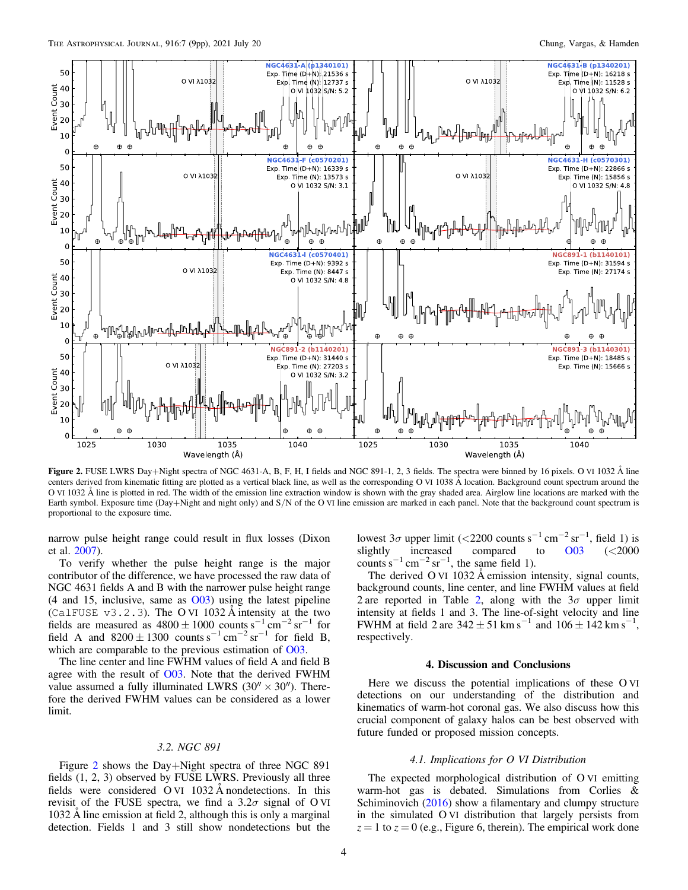**Figure 2.** FUSE LWRS Day+Night spectra of NGC 4631-A, B, F, H, I fields and NGC 891-1, 2, 3 fields. The spectra were binned by 16 pixels. O VI 1032 Å line centers derived from kinematic fitting are plotted as a vertical black line, as well as the corresponding O VI 1038 Å location. Background count spectrum around the O VI 1032 Å line is plotted in red. The width of the emission line extraction window is shown with the gray shaded area. Airglow line locations are marked with the Earth symbol. Exposure time (Day+Night and night only) and S/N of the O VI line emission are marked in each panel. Note that the background count spectrum is proportional to the exposure time.

narrow pulse height range could result in flux losses (Dixon et al. 2007).

To verify whether the pulse height range is the major contributor of the difference, we have processed the raw data of NGC 4631 fields A and B with the narrower pulse height range (4 and 15, inclusive, same as O03) using the latest pipeline (`CalFUSE v3.2.3`). The O VI 1032 Å intensity at the two fields are measured as $4800 \pm 1000$ counts $s^{-1}$ $cm^{-2}$ $sr^{-1}$ for field A and $8200 \pm 1300$ counts $s^{-1}$ $cm^{-2}$ $sr^{-1}$ for field B, which are comparable to the previous estimation of O03.

The line center and line FWHM values of field A and field B agree with the result of O03. Note that the derived FWHM value assumed a fully illuminated LWRS ($30'' \times 30''$). Therefore the derived FWHM values can be considered as a lower limit.

### 3.2. NGC 891

Figure 2 shows the Day+Night spectra of three NGC 891 fields (1, 2, 3) observed by FUSE LWRS. Previously all three fields were considered O VI 1032 Å nondetections. In this revisit of the FUSE spectra, we find a $3.2\sigma$ signal of O VI 1032 Å line emission at field 2, although this is only a marginal detection. Fields 1 and 3 still show nondetections but the lowest $3\sigma$ upper limit (<2200 counts $s^{-1}$ $cm^{-2}$ $sr^{-1}$, field 1) is slightly increased compared to O03 (<2000 counts $s^{-1}$ $cm^{-2}$ $sr^{-1}$, the same field 1).

The derived O VI 1032 Å emission intensity, signal counts, background counts, line center, and line FWHM values at field 2 are reported in Table 2, along with the $3\sigma$ upper limit intensity at fields 1 and 3. The line-of-sight velocity and line FWHM at field 2 are $342 \pm 51$ km $s^{-1}$ and $106 \pm 142$ km $s^{-1}$, respectively.

## 4. Discussion and Conclusions

Here we discuss the potential implications of these O VI detections on our understanding of the distribution and kinematics of warm-hot coronal gas. We also discuss how this crucial component of galaxy halos can be best observed with future funded or proposed mission concepts.

### 4.1. Implications for O VI Distribution

The expected morphological distribution of O VI emitting warm-hot gas is debated. Simulations from Corlies & Schiminovich (2016) show a filamentary and clumpy structure in the simulated O VI distribution that largely persists from $z = 1$ to $z = 0$ (e.g., Figure 6, therein). The empirical work done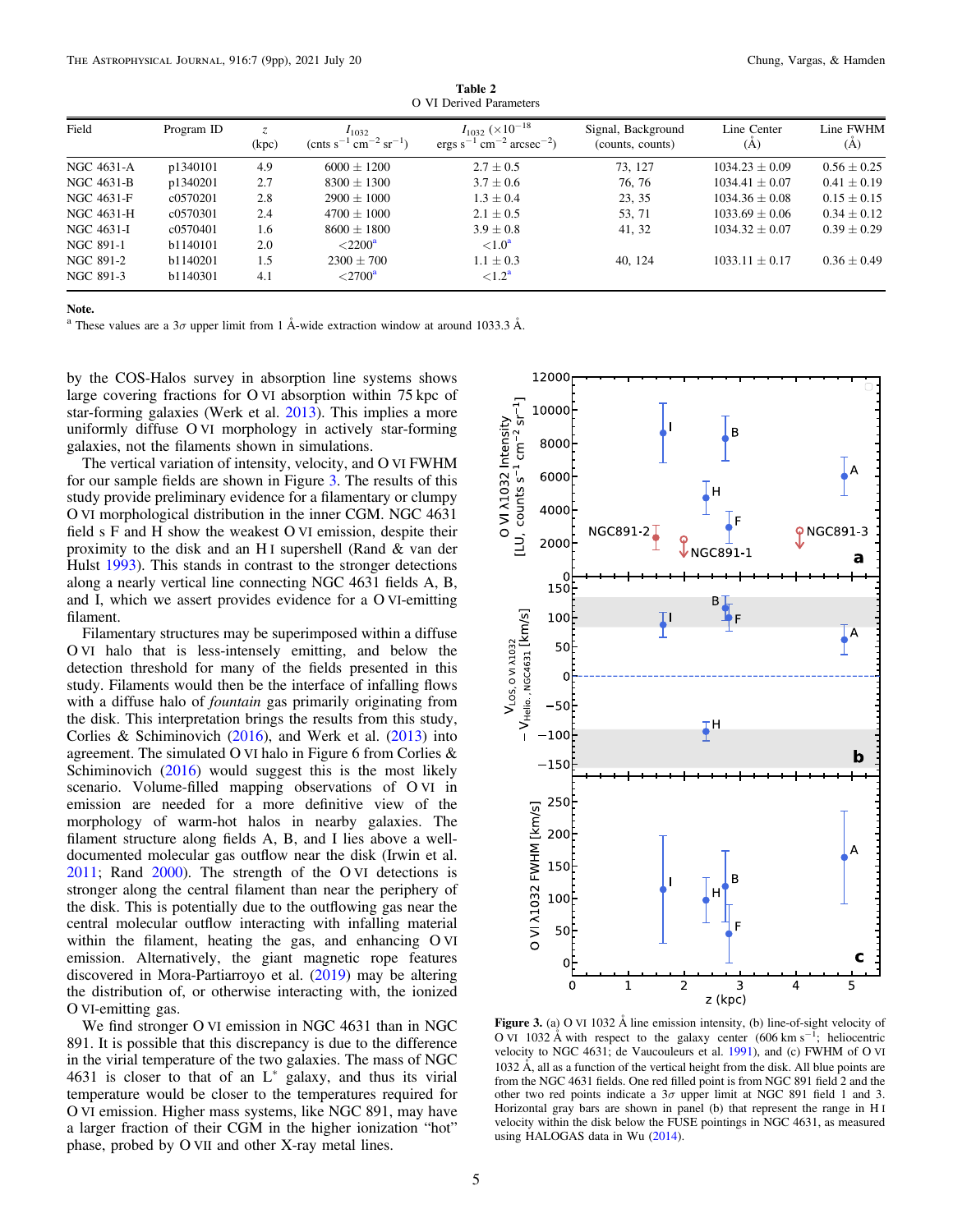**Table 2**
O VI Derived Parameters

| Field | Program ID | $z$ (kpc) | $I_{1032}$ (cnts $s^{-1}$ $cm^{-2}$ $sr^{-1}$) | $I_{1032}$ ($\times 10^{-18}$ ergs $s^{-1}$ $cm^{-2}$ $arcsec^{-2}$) | Signal, Background (counts, counts) | Line Center (Å) | Line FWHM (Å) |
|---|---|---|---|---|---|---|---|
| NGC 4631-A | p1340101 | 4.9 | 6000 ± 1200 | 2.7 ± 0.5 | 73, 127 | 1034.23 ± 0.09 | 0.56 ± 0.25 |
| NGC 4631-B | p1340201 | 2.7 | 8300 ± 1300 | 3.7 ± 0.6 | 76, 76 | 1034.41 ± 0.07 | 0.41 ± 0.19 |
| NGC 4631-F | c0570201 | 2.8 | 2900 ± 1000 | 1.3 ± 0.4 | 23, 35 | 1034.36 ± 0.08 | 0.15 ± 0.15 |
| NGC 4631-H | c0570301 | 2.4 | 4700 ± 1000 | 2.1 ± 0.5 | 53, 71 | 1033.69 ± 0.06 | 0.34 ± 0.12 |
| NGC 4631-I | c0570401 | 1.6 | 8600 ± 1800 | 3.9 ± 0.8 | 41, 32 | 1034.32 ± 0.07 | 0.39 ± 0.29 |
| NGC 891-1 | b1140101 | 2.0 | <2200[a] | <1.0[a] | | | |
| NGC 891-2 | b1140201 | 1.5 | 2300 ± 700 | 1.1 ± 0.3 | 40, 124 | 1033.11 ± 0.17 | 0.36 ± 0.49 |
| NGC 891-3 | b1140301 | 4.1 | <2700[a] | <1.2[a] | | | |

**Note.**
[a] These values are a 3$\sigma$ upper limit from 1 Å-wide extraction window at around 1033.3 Å.

by the COS-Halos survey in absorption line systems shows large covering fractions for O VI absorption within 75 kpc of star-forming galaxies (Werk et al. 2013). This implies a more uniformly diffuse O VI morphology in actively star-forming galaxies, not the filaments shown in simulations.

The vertical variation of intensity, velocity, and O VI FWHM for our sample fields are shown in Figure 3. The results of this study provide preliminary evidence for a filamentary or clumpy O VI morphological distribution in the inner CGM. NGC 4631 field s F and H show the weakest O VI emission, despite their proximity to the disk and an H I supershell (Rand & van der Hulst 1993). This stands in contrast to the stronger detections along a nearly vertical line connecting NGC 4631 fields A, B, and I, which we assert provides evidence for a O VI-emitting filament.

Filamentary structures may be superimposed within a diffuse O VI halo that is less-intensely emitting, and below the detection threshold for many of the fields presented in this study. Filaments would then be the interface of infalling flows with a diffuse halo of *fountain* gas primarily originating from the disk. This interpretation brings the results from this study, Corlies & Schiminovich (2016), and Werk et al. (2013) into agreement. The simulated O VI halo in Figure 6 from Corlies & Schiminovich (2016) would suggest this is the most likely scenario. Volume-filled mapping observations of O VI in emission are needed for a more definitive view of the morphology of warm-hot halos in nearby galaxies. The filament structure along fields A, B, and I lies above a well-documented molecular gas outflow near the disk (Irwin et al. 2011; Rand 2000). The strength of the O VI detections is stronger along the central filament than near the periphery of the disk. This is potentially due to the outflowing gas near the central molecular outflow interacting with infalling material within the filament, heating the gas, and enhancing O VI emission. Alternatively, the giant magnetic rope features discovered in Mora-Partiarroyo et al. (2019) may be altering the distribution of, or otherwise interacting with, the ionized O VI-emitting gas.

We find stronger O VI emission in NGC 4631 than in NGC 891. It is possible that this discrepancy is due to the difference in the virial temperature of the two galaxies. The mass of NGC 4631 is closer to that of an L* galaxy, and thus its virial temperature would be closer to the temperatures required for O VI emission. Higher mass systems, like NGC 891, may have a larger fraction of their CGM in the higher ionization "hot" phase, probed by O VII and other X-ray metal lines.

**Figure 3.** (a) O VI 1032 Å line emission intensity, (b) line-of-sight velocity of O VI 1032 Å with respect to the galaxy center (606 km $s^{-1}$; heliocentric velocity to NGC 4631; de Vaucouleurs et al. 1991), and (c) FWHM of O VI 1032 Å, all as a function of the vertical height from the disk. All blue points are from the NGC 4631 fields. One red filled point is from NGC 891 field 2 and the other two red points indicate a 3$\sigma$ upper limit at NGC 891 field 1 and 3. Horizontal gray bars are shown in panel (b) that represent the range in H I velocity within the disk below the FUSE pointings in NGC 4631, as measured using HALOGAS data in Wu (2014).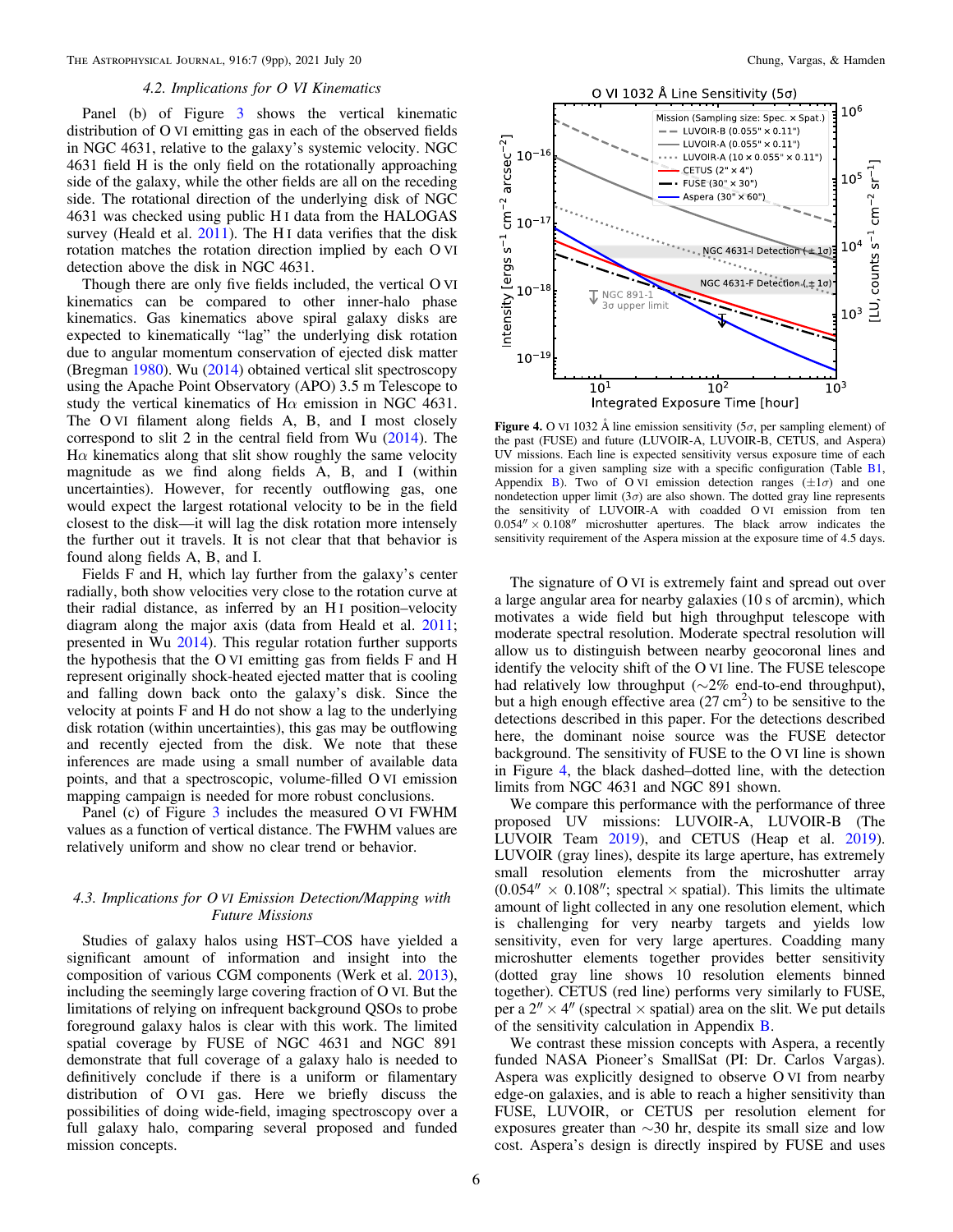### 4.2. Implications for O VI Kinematics

Panel (b) of Figure 3 shows the vertical kinematic distribution of O VI emitting gas in each of the observed fields in NGC 4631, relative to the galaxy's systemic velocity. NGC 4631 field H is the only field on the rotationally approaching side of the galaxy, while the other fields are all on the receding side. The rotational direction of the underlying disk of NGC 4631 was checked using public H I data from the HALOGAS survey (Heald et al. 2011). The H I data verifies that the disk rotation matches the rotation direction implied by each O VI detection above the disk in NGC 4631.

Though there are only five fields included, the vertical O VI kinematics can be compared to other inner-halo phase kinematics. Gas kinematics above spiral galaxy disks are expected to kinematically "lag" the underlying disk rotation due to angular momentum conservation of ejected disk matter (Bregman 1980). Wu (2014) obtained vertical slit spectroscopy using the Apache Point Observatory (APO) 3.5 m Telescope to study the vertical kinematics of H$\alpha$ emission in NGC 4631. The O VI filament along fields A, B, and I most closely correspond to slit 2 in the central field from Wu (2014). The H$\alpha$ kinematics along that slit show roughly the same velocity magnitude as we find along fields A, B, and I (within uncertainties). However, for recently outflowing gas, one would expect the largest rotational velocity to be in the field closest to the disk—it will lag the disk rotation more intensely the further out it travels. It is not clear that that behavior is found along fields A, B, and I.

Fields F and H, which lay further from the galaxy's center radially, both show velocities very close to the rotation curve at their radial distance, as inferred by an H I position–velocity diagram along the major axis (data from Heald et al. 2011; presented in Wu 2014). This regular rotation further supports the hypothesis that the O VI emitting gas from fields F and H represent originally shock-heated ejected matter that is cooling and falling down back onto the galaxy's disk. Since the velocity at points F and H do not show a lag to the underlying disk rotation (within uncertainties), this gas may be outflowing and recently ejected from the disk. We note that these inferences are made using a small number of available data points, and that a spectroscopic, volume-filled O VI emission mapping campaign is needed for more robust conclusions.

Panel (c) of Figure 3 includes the measured O VI FWHM values as a function of vertical distance. The FWHM values are relatively uniform and show no clear trend or behavior.

### 4.3. Implications for O VI Emission Detection/Mapping with Future Missions

Studies of galaxy halos using HST–COS have yielded a significant amount of information and insight into the composition of various CGM components (Werk et al. 2013), including the seemingly large covering fraction of O VI. But the limitations of relying on infrequent background QSOs to probe foreground galaxy halos is clear with this work. The limited spatial coverage by FUSE of NGC 4631 and NGC 891 demonstrate that full coverage of a galaxy halo is needed to definitively conclude if there is a uniform or filamentary distribution of O VI gas. Here we briefly discuss the possibilities of doing wide-field, imaging spectroscopy over a full galaxy halo, comparing several proposed and funded mission concepts.

**Figure 4.** O VI 1032 Å line emission sensitivity (5$\sigma$, per sampling element) of the past (FUSE) and future (LUVOIR-A, LUVOIR-B, CETUS, and Aspera) UV missions. Each line is expected sensitivity versus exposure time of each mission for a given sampling size with a specific configuration (Table B1, Appendix B). Two of O VI emission detection ranges ($\pm1\sigma$) and one nondetection upper limit (3$\sigma$) are also shown. The dotted gray line represents the sensitivity of LUVOIR-A with coadded O VI emission from $0.054'' \times 0.108''$ microshutter apertures. The black arrow indicates the sensitivity requirement of the Aspera mission at the exposure time of 4.5 days.

The signature of O VI is extremely faint and spread out over a large angular area for nearby galaxies (10 s of arcmin), which motivates a wide field but high throughput telescope with moderate spectral resolution. Moderate spectral resolution will allow us to distinguish between nearby geocoronal lines and identify the velocity shift of the O VI line. The FUSE telescope had relatively low throughput (~2% end-to-end throughput), but a high enough effective area (27 cm$^2$) to be sensitive to the detections described in this paper. For the detections described here, the dominant noise source was the FUSE detector background. The sensitivity of FUSE to the O VI line is shown in Figure 4, the black dashed–dotted line, with the detection limits from NGC 4631 and NGC 891 shown.

We compare this performance with the performance of three proposed UV missions: LUVOIR-A, LUVOIR-B (The LUVOIR Team 2019), and CETUS (Heap et al. 2019). LUVOIR (gray lines), despite its large aperture, has extremely small resolution elements from the microshutter array ($0.054'' \times 0.108''$; spectral $\times$ spatial). This limits the ultimate amount of light collected in any one resolution element, which is challenging for very nearby targets and yields low sensitivity, even for very large apertures. Coadding many microshutter elements together provides better sensitivity (dotted gray line shows 10 resolution elements binned together). CETUS (red line) performs very similarly to FUSE, per a $2'' \times 4''$ (spectral $\times$ spatial) area on the slit. We put details of the sensitivity calculation in Appendix B.

We contrast these mission concepts with Aspera, a recently funded NASA Pioneer's SmallSat (PI: Dr. Carlos Vargas). Aspera was explicitly designed to observe O VI from nearby edge-on galaxies, and is able to reach a higher sensitivity than FUSE, LUVOIR, or CETUS per resolution element for exposures greater than ~30 hr, despite its small size and low cost. Aspera's design is directly inspired by FUSE and uses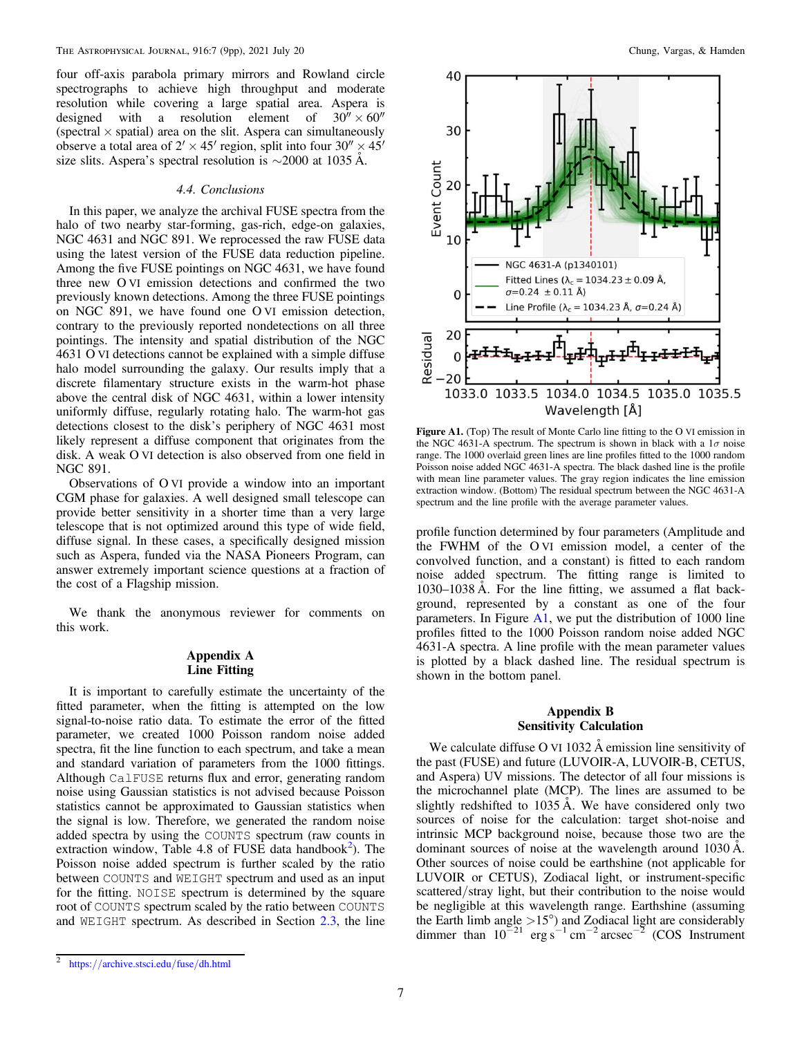four off-axis parabola primary mirrors and Rowland circle spectrographs to achieve high throughput and moderate resolution while covering a large spatial area. Aspera is designed with a resolution element of $30'' \times 60''$ (spectral × spatial) area on the slit. Aspera can simultaneously observe a total area of $2' \times 45'$ region, split into four $30'' \times 45'$ size slits. Aspera's spectral resolution is ∼2000 at 1035 Å.

### 4.4. Conclusions

In this paper, we analyze the archival FUSE spectra from the halo of two nearby star-forming, gas-rich, edge-on galaxies, NGC 4631 and NGC 891. We reprocessed the raw FUSE data using the latest version of the FUSE data reduction pipeline. Among the five FUSE pointings on NGC 4631, we have found three new O VI emission detections and confirmed the two previously known detections. Among the three FUSE pointings on NGC 891, we have found one O VI emission detection, contrary to the previously reported nondetections on all three pointings. The intensity and spatial distribution of the NGC 4631 O VI detections cannot be explained with a simple diffuse halo model surrounding the galaxy. Our results imply that a discrete filamentary structure exists in the warm-hot phase above the central disk of NGC 4631, within a lower intensity uniformly diffuse, regularly rotating halo. The warm-hot gas detections closest to the disk's periphery of NGC 4631 most likely represent a diffuse component that originates from the disk. A weak O VI detection is also observed from one field in NGC 891.

Observations of O VI provide a window into an important CGM phase for galaxies. A well designed small telescope can provide better sensitivity in a shorter time than a very large telescope that is not optimized around this type of wide field, diffuse signal. In these cases, a specifically designed mission such as Aspera, funded via the NASA Pioneers Program, can answer extremely important science questions at a fraction of the cost of a Flagship mission.

We thank the anonymous reviewer for comments on this work.

## Appendix A
## Line Fitting

It is important to carefully estimate the uncertainty of the fitted parameter, when the fitting is attempted on the low signal-to-noise ratio data. To estimate the error of the fitted parameter, we created 1000 Poisson random noise added spectra, fit the line function to each spectrum, and take a mean and standard variation of parameters from the 1000 fittings. Although `CalFUSE` returns flux and error, generating random noise using Gaussian statistics is not advised because Poisson statistics cannot be approximated to Gaussian statistics when the signal is low. Therefore, we generated the random noise added spectra by using the `COUNTS` spectrum (raw counts in extraction window, Table 4.8 of FUSE data handbook[2]). The Poisson noise added spectrum is further scaled by the ratio between `COUNTS` and `WEIGHT` spectrum and used as an input for the fitting. `NOISE` spectrum is determined by the square root of `COUNTS` spectrum scaled by the ratio between `COUNTS` and `WEIGHT` spectrum. As described in Section 2.3, the line profile function determined by four parameters (Amplitude and the FWHM of the O VI emission model, a center of the convolved function, and a constant) is fitted to each random noise added spectrum. The fitting range is limited to 1030–1038 Å. For the line fitting, we assumed a flat background, represented by a constant as one of the four parameters. In Figure A1, we put the distribution of 1000 line profiles fitted to the 1000 Poisson random noise added NGC 4631-A spectra. A line profile with the mean parameter values is plotted by a black dashed line. The residual spectrum is shown in the bottom panel.

**Figure A1.** (Top) The result of Monte Carlo line fitting to the O VI emission in the NGC 4631-A spectrum. The spectrum is shown in black with a 1$\sigma$ noise range. The 1000 overlaid green lines are line profiles fitted to the 1000 random Poisson noise added NGC 4631-A spectra. The black dashed line is the profile with mean line parameter values. The gray region indicates the line emission extraction window. (Bottom) The residual spectrum between the NGC 4631-A spectrum and the line profile with the average parameter values.

## Appendix B
## Sensitivity Calculation

We calculate diffuse O VI 1032 Å emission line sensitivity of the past (FUSE) and future (LUVOIR-A, LUVOIR-B, CETUS, and Aspera) UV missions. The detector of all four missions is the microchannel plate (MCP). The lines are assumed to be slightly redshifted to 1035 Å. We have considered only two sources of noise for the calculation: target shot-noise and intrinsic MCP background noise, because those two are the dominant sources of noise at the wavelength around 1030 Å. Other sources of noise could be earthshine (not applicable for LUVOIR or CETUS), Zodiacal light, or instrument-specific scattered/stray light, but their contribution to the noise would be negligible at this wavelength range. Earthshine (assuming the Earth limb angle >15°) and Zodiacal light are considerably dimmer than $10^{-21}$ erg s$^{-1}$ cm$^{-2}$ arcsec$^{-2}$ (COS Instrument

[2] https://archive.stsci.edu/fuse/dh.html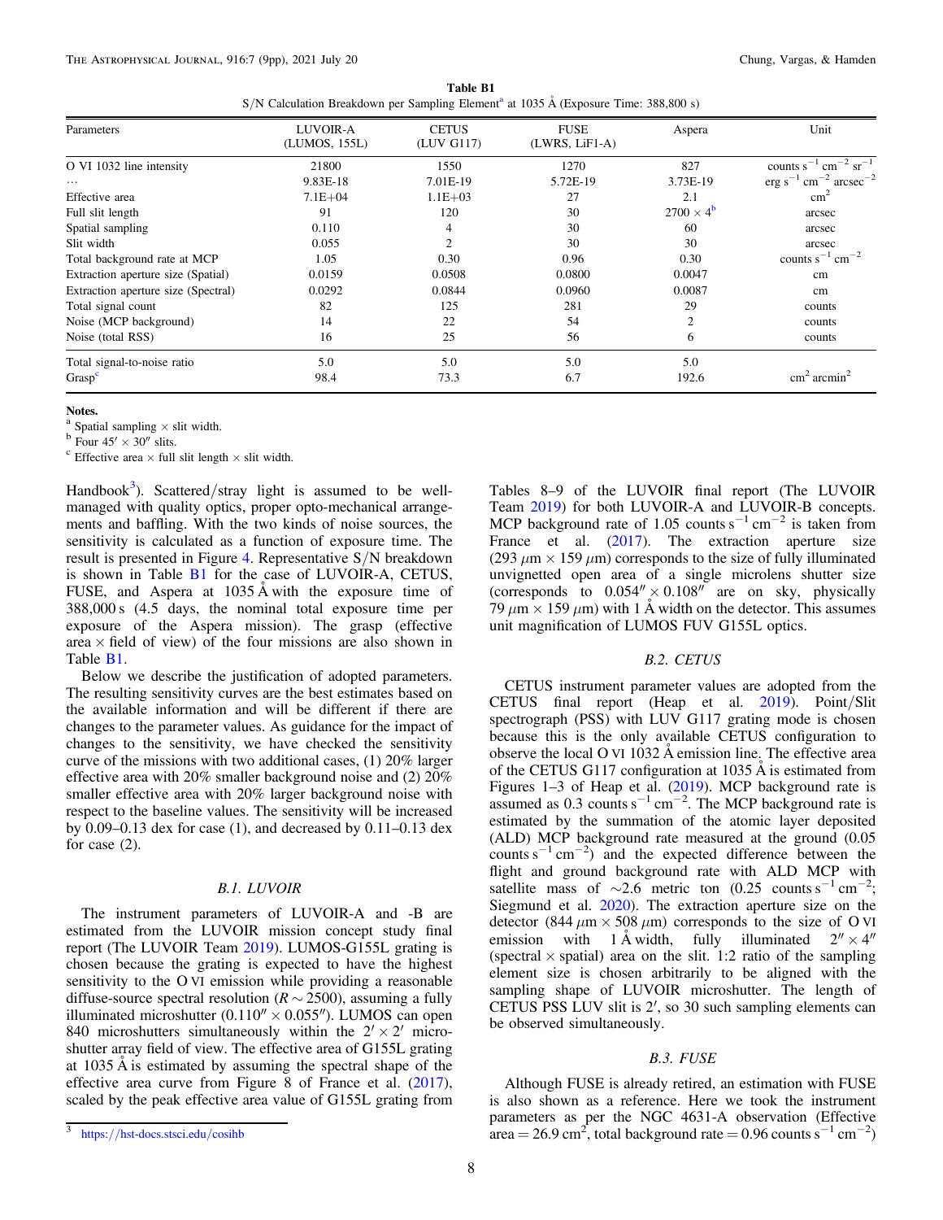**Table B1**

S/N Calculation Breakdown per Sampling Element[a] at 1035 Å (Exposure Time: 388,800 s)

| Parameters | LUVOIR-A (LUMOS, 155L) | CETUS (LUV G117) | FUSE (LWRS, LiF1-A) | Aspera | Unit |
|---|---|---|---|---|---|
| O VI 1032 line intensity | 21800 | 1550 | 1270 | 827 | counts $s^{-1}$ $cm^{-2}$ $sr^{-1}$ |
| ... | 9.83E-18 | 7.01E-19 | 5.72E-19 | 3.73E-19 | erg $s^{-1}$ $cm^{-2}$ $arcsec^{-2}$ |
| Effective area | 7.1E+04 | 1.1E+03 | 27 | 2.1 | $cm^2$ |
| Full slit length | 91 | 120 | 30 | 2700 × 4[b] | arcsec |
| Spatial sampling | 0.110 | 4 | 30 | 60 | arcsec |
| Slit width | 0.055 | 2 | 30 | 30 | arcsec |
| Total background rate at MCP | 1.05 | 0.30 | 0.96 | 0.30 | counts $s^{-1}$ $cm^{-2}$ |
| Extraction aperture size (Spatial) | 0.0159 | 0.0508 | 0.0800 | 0.0047 | cm |
| Extraction aperture size (Spectral) | 0.0292 | 0.0844 | 0.0960 | 0.0087 | cm |
| Total signal count | 82 | 125 | 281 | 29 | counts |
| Noise (MCP background) | 14 | 22 | 54 | 2 | counts |
| Noise (total RSS) | 16 | 25 | 56 | 6 | counts |
| Total signal-to-noise ratio | 5.0 | 5.0 | 5.0 | 5.0 | |
| Grasp[c] | 98.4 | 73.3 | 6.7 | 192.6 | $cm^2$ $arcmin^2$ |

**Notes.**
[a] Spatial sampling × slit width.
[b] Four 45′ × 30″ slits.
[c] Effective area × full slit length × slit width.

Handbook[3]). Scattered/stray light is assumed to be well-managed with quality optics, proper opto-mechanical arrangements and baffling. With the two kinds of noise sources, the sensitivity is calculated as a function of exposure time. The result is presented in Figure 4. Representative S/N breakdown is shown in Table B1 for the case of LUVOIR-A, CETUS, FUSE, and Aspera at 1035 Å with the exposure time of 388,000 s (4.5 days, the nominal total exposure time per exposure of the Aspera mission). The grasp (effective area × field of view) of the four missions are also shown in Table B1.

Below we describe the justification of adopted parameters. The resulting sensitivity curves are the best estimates based on the available information and will be different if there are changes to the parameter values. As guidance for the impact of changes to the sensitivity, we have checked the sensitivity curve of the missions with two additional cases, (1) 20% larger effective area with 20% smaller background noise and (2) 20% smaller effective area with 20% larger background noise with respect to the baseline values. The sensitivity will be increased by 0.09–0.13 dex for case (1), and decreased by 0.11–0.13 dex for case (2).

### B.1. LUVOIR

The instrument parameters of LUVOIR-A and -B are estimated from the LUVOIR mission concept study final report (The LUVOIR Team 2019). LUMOS-G155L grating is chosen because the grating is expected to have the highest sensitivity to the O VI emission while providing a reasonable diffuse-source spectral resolution ($R \sim 2500$), assuming a fully illuminated microshutter ($0.110'' \times 0.055''$). LUMOS can open 840 microshutters simultaneously within the $2' \times 2'$ microshutter array field of view. The effective area of G155L grating at 1035 Å is estimated by assuming the spectral shape of the effective area curve from Figure 8 of France et al. (2017), scaled by the peak effective area value of G155L grating from Tables 8–9 of the LUVOIR final report (The LUVOIR Team 2019) for both LUVOIR-A and LUVOIR-B concepts. MCP background rate of 1.05 counts $s^{-1}$ $cm^{-2}$ is taken from France et al. (2017). The extraction aperture size (293 μm × 159 μm) corresponds to the size of fully illuminated unvignetted open area of a single microlens shutter size (corresponds to $0.054'' \times 0.108''$ are on sky, physically 79 μm × 159 μm) with 1 Å width on the detector. This assumes unit magnification of LUMOS FUV G155L optics.

### B.2. CETUS

CETUS instrument parameter values are adopted from the CETUS final report (Heap et al. 2019). Point/Slit spectrograph (PSS) with LUV G117 grating mode is chosen because this is the only available CETUS configuration to observe the local O VI 1032 Å emission line. The effective area of the CETUS G117 configuration at 1035 Å is estimated from Figures 1–3 of Heap et al. (2019). MCP background rate is assumed as 0.3 counts $s^{-1}$ $cm^{-2}$. The MCP background rate is estimated by the summation of the atomic layer deposited (ALD) MCP background rate measured at the ground (0.05 counts $s^{-1}$ $cm^{-2}$) and the expected difference between the flight and ground background rate with ALD MCP with satellite mass of ~2.6 metric ton (0.25 counts $s^{-1}$ $cm^{-2}$; Siegmund et al. 2020). The extraction aperture size on the detector (844 μm × 508 μm) corresponds to the size of O VI emission with 1 Å width, fully illuminated $2'' \times 4''$ (spectral × spatial) area on the slit. 1:2 ratio of the sampling element size is chosen arbitrarily to be aligned with the sampling shape of LUVOIR microshutter. The length of CETUS PSS LUV slit is $2'$, so 30 such sampling elements can be observed simultaneously.

### B.3. FUSE

Although FUSE is already retired, an estimation with FUSE is also shown as a reference. Here we took the instrument parameters as per the NGC 4631-A observation (Effective area = 26.9 $cm^2$, total background rate = 0.96 counts $s^{-1}$ $cm^{-2}$)

[3] https://hst-docs.stsci.edu/cosihb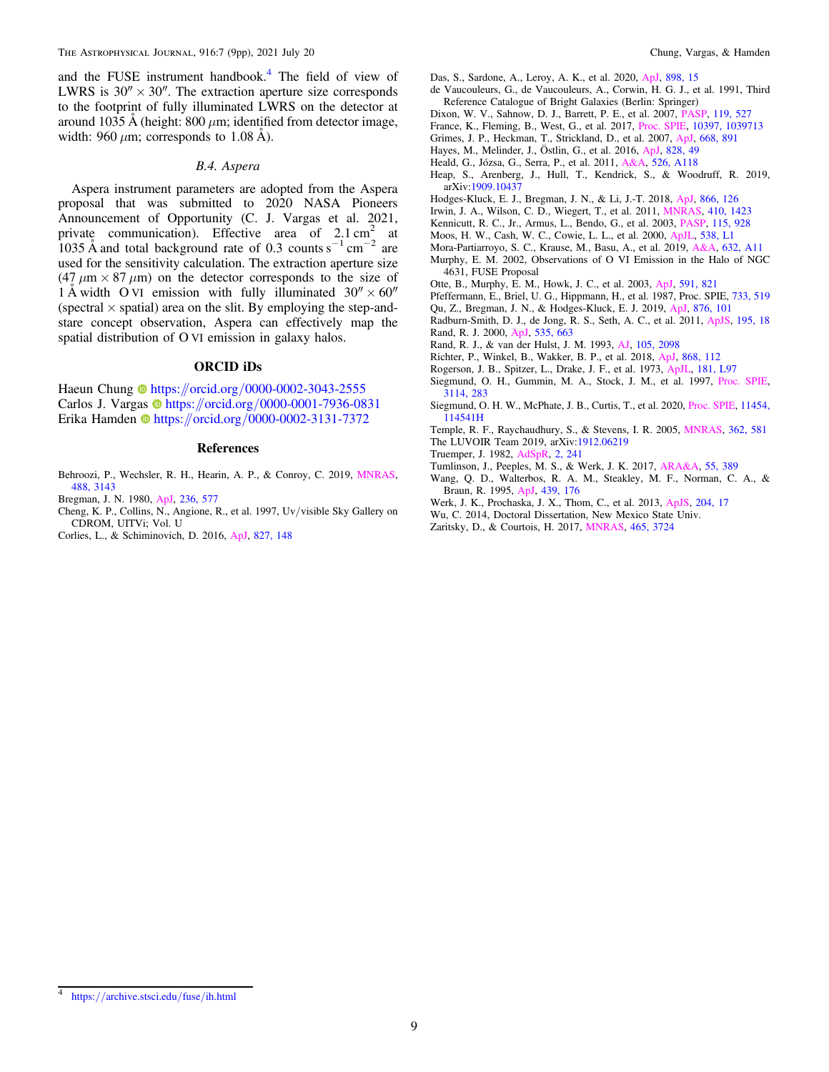and the FUSE instrument handbook.[4] The field of view of LWRS is $30'' \times 30''$. The extraction aperture size corresponds to the footprint of fully illuminated LWRS on the detector at around 1035 Å (height: 800 $\mu$m; identified from detector image, width: 960 $\mu$m; corresponds to 1.08 Å).

### B.4. Aspera

Aspera instrument parameters are adopted from the Aspera proposal that was submitted to 2020 NASA Pioneers Announcement of Opportunity (C. J. Vargas et al. 2021, private communication). Effective area of 2.1 cm$^2$ at 1035 Å and total background rate of 0.3 counts s$^{-1}$ cm$^{-2}$ are used for the sensitivity calculation. The extraction aperture size (47 $\mu$m $\times$ 87 $\mu$m) on the detector corresponds to the size of 1 Å width O VI emission with fully illuminated $30'' \times 60''$ (spectral $\times$ spatial) area on the slit. By employing the step-and-stare concept observation, Aspera can effectively map the spatial distribution of O VI emission in galaxy halos.

## ORCID iDs

Haeun Chung https://orcid.org/0000-0002-3043-2555
Carlos J. Vargas https://orcid.org/0000-0001-7936-0831
Erika Hamden https://orcid.org/0000-0002-3131-7372

## References

Behroozi, P., Wechsler, R. H., Hearin, A. P., & Conroy, C. 2019, MNRAS, 488, 3143
Bregman, J. N. 1980, ApJ, 236, 577
Cheng, K. P., Collins, N., Angione, R., et al. 1997, Uv/visible Sky Gallery on CDROM, UITVi; Vol. U
Corlies, L., & Schiminovich, D. 2016, ApJ, 827, 148
Das, S., Sardone, A., Leroy, A. K., et al. 2020, ApJ, 898, 15
de Vaucouleurs, G., de Vaucouleurs, A., Corwin, H. G. J., et al. 1991, Third Reference Catalogue of Bright Galaxies (Berlin: Springer)
Dixon, W. V., Sahnow, D. J., Barrett, P. E., et al. 2007, PASP, 119, 527
France, K., Fleming, B., West, G., et al. 2017, Proc. SPIE, 10397, 1039713
Grimes, J. P., Heckman, T., Strickland, D., et al. 2007, ApJ, 668, 891
Hayes, M., Melinder, J., Östlin, G., et al. 2016, ApJ, 828, 49
Heald, G., Józsa, G., Serra, P., et al. 2011, A&A, 526, A118
Heap, S., Arenberg, J., Hull, T., Kendrick, S., & Woodruff, R. 2019, arXiv:1909.10437
Hodges-Kluck, E. J., Bregman, J. N., & Li, J.-T. 2018, ApJ, 866, 126
Irwin, J. A., Wilson, C. D., Wiegert, T., et al. 2011, MNRAS, 410, 1423
Kennicutt, R. C., Jr., Armus, L., Bendo, G., et al. 2003, PASP, 115, 928
Moos, H. W., Cash, W. C., Cowie, L. L., et al. 2000, ApJL, 538, L1
Mora-Partiarroyo, S. C., Krause, M., Basu, A., et al. 2019, A&A, 632, A11
Murphy, E. M. 2002, Observations of O VI Emission in the Halo of NGC 4631, FUSE Proposal
Otte, B., Murphy, E. M., Howk, J. C., et al. 2003, ApJ, 591, 821
Pfeffermann, E., Briel, U. G., Hippmann, H., et al. 1987, Proc. SPIE, 733, 519
Qu, Z., Bregman, J. N., & Hodges-Kluck, E. J. 2019, ApJ, 876, 101
Radburn-Smith, D. J., de Jong, R. S., Seth, A. C., et al. 2011, ApJS, 195, 18
Rand, R. J. 2000, ApJ, 535, 663
Rand, R. J., & van der Hulst, J. M. 1993, AJ, 105, 2098
Richter, P., Winkel, B., Wakker, B. P., et al. 2018, ApJ, 868, 112
Rogerson, J. B., Spitzer, L., Drake, J. F., et al. 1973, ApJL, 181, L97
Siegmund, O. H., Gummin, M. A., Stock, J. M., et al. 1997, Proc. SPIE, 3114, 283
Siegmund, O. H. W., McPhate, J. B., Curtis, T., et al. 2020, Proc. SPIE, 11454, 114541H
Temple, R. F., Raychaudhury, S., & Stevens, I. R. 2005, MNRAS, 362, 581
The LUVOIR Team 2019, arXiv:1912.06219
Truemper, J. 1982, AdSpR, 2, 241
Tumlinson, J., Peeples, M. S., & Werk, J. K. 2017, ARA&A, 55, 389
Wang, Q. D., Walterbos, R. A. M., Steakley, M. F., Norman, C. A., & Braun, R. 1995, ApJ, 439, 176
Werk, J. K., Prochaska, J. X., Thom, C., et al. 2013, ApJS, 204, 17
Wu, C. 2014, Doctoral Dissertation, New Mexico State Univ.
Zaritsky, D., & Courtois, H. 2017, MNRAS, 465, 3724

[4] https://archive.stsci.edu/fuse/ih.html